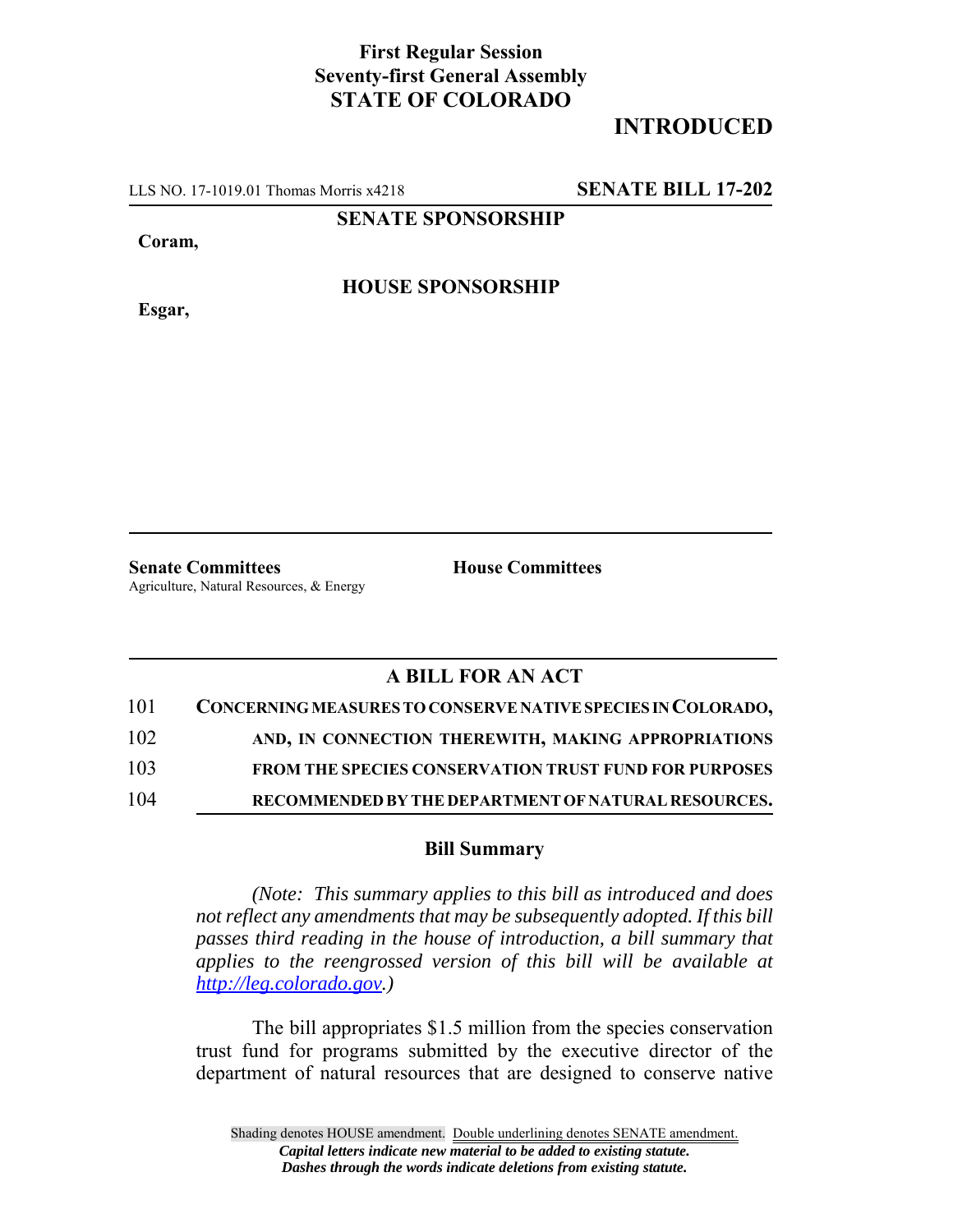**First Regular Session**
**Seventy-first General Assembly**
**STATE OF COLORADO**

**INTRODUCED**

LLS NO. 17-1019.01 Thomas Morris x4218 **SENATE BILL 17-202**

**SENATE SPONSORSHIP**

**Coram,**

**HOUSE SPONSORSHIP**

**Esgar,**

**Senate Committees**
Agriculture, Natural Resources, & Energy

**House Committees**

## A BILL FOR AN ACT

101 **CONCERNING MEASURES TO CONSERVE NATIVE SPECIES IN COLORADO,**
102 **AND, IN CONNECTION THEREWITH, MAKING APPROPRIATIONS**
103 **FROM THE SPECIES CONSERVATION TRUST FUND FOR PURPOSES**
104 **RECOMMENDED BY THE DEPARTMENT OF NATURAL RESOURCES.**

### Bill Summary

*(Note: This summary applies to this bill as introduced and does not reflect any amendments that may be subsequently adopted. If this bill passes third reading in the house of introduction, a bill summary that applies to the reengrossed version of this bill will be available at http://leg.colorado.gov.)*

The bill appropriates $1.5 million from the species conservation trust fund for programs submitted by the executive director of the department of natural resources that are designed to conserve native

Shading denotes HOUSE amendment. Double underlining denotes SENATE amendment.
*Capital letters indicate new material to be added to existing statute.*
*Dashes through the words indicate deletions from existing statute.*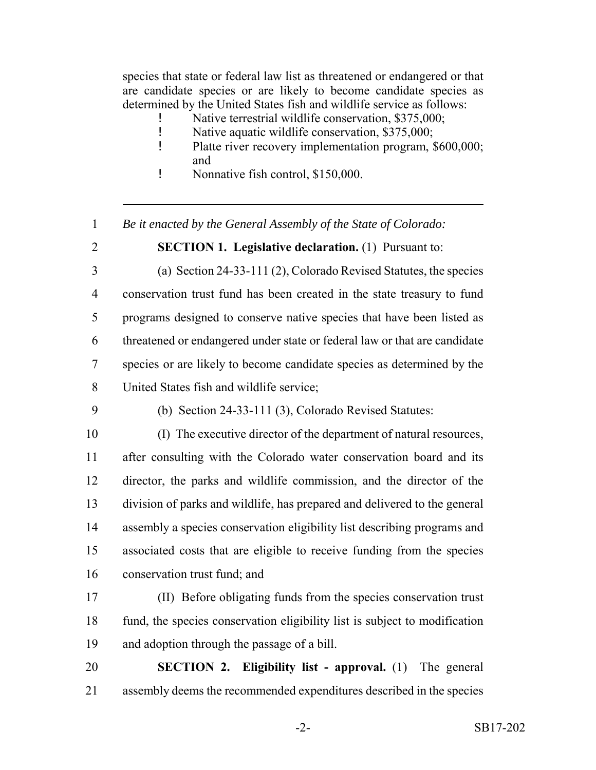species that state or federal law list as threatened or endangered or that are candidate species or are likely to become candidate species as determined by the United States fish and wildlife service as follows:

- Native terrestrial wildlife conservation, $375,000;
- Native aquatic wildlife conservation, $375,000;
- Platte river recovery implementation program, $600,000; and
- Nonnative fish control, $150,000.

---

*Be it enacted by the General Assembly of the State of Colorado:*

**SECTION 1. Legislative declaration.** (1) Pursuant to:

(a) Section 24-33-111 (2), Colorado Revised Statutes, the species conservation trust fund has been created in the state treasury to fund programs designed to conserve native species that have been listed as threatened or endangered under state or federal law or that are candidate species or are likely to become candidate species as determined by the United States fish and wildlife service;

(b) Section 24-33-111 (3), Colorado Revised Statutes:

(I) The executive director of the department of natural resources, after consulting with the Colorado water conservation board and its director, the parks and wildlife commission, and the director of the division of parks and wildlife, has prepared and delivered to the general assembly a species conservation eligibility list describing programs and associated costs that are eligible to receive funding from the species conservation trust fund; and

(II) Before obligating funds from the species conservation trust fund, the species conservation eligibility list is subject to modification and adoption through the passage of a bill.

**SECTION 2. Eligibility list - approval.** (1) The general assembly deems the recommended expenditures described in the species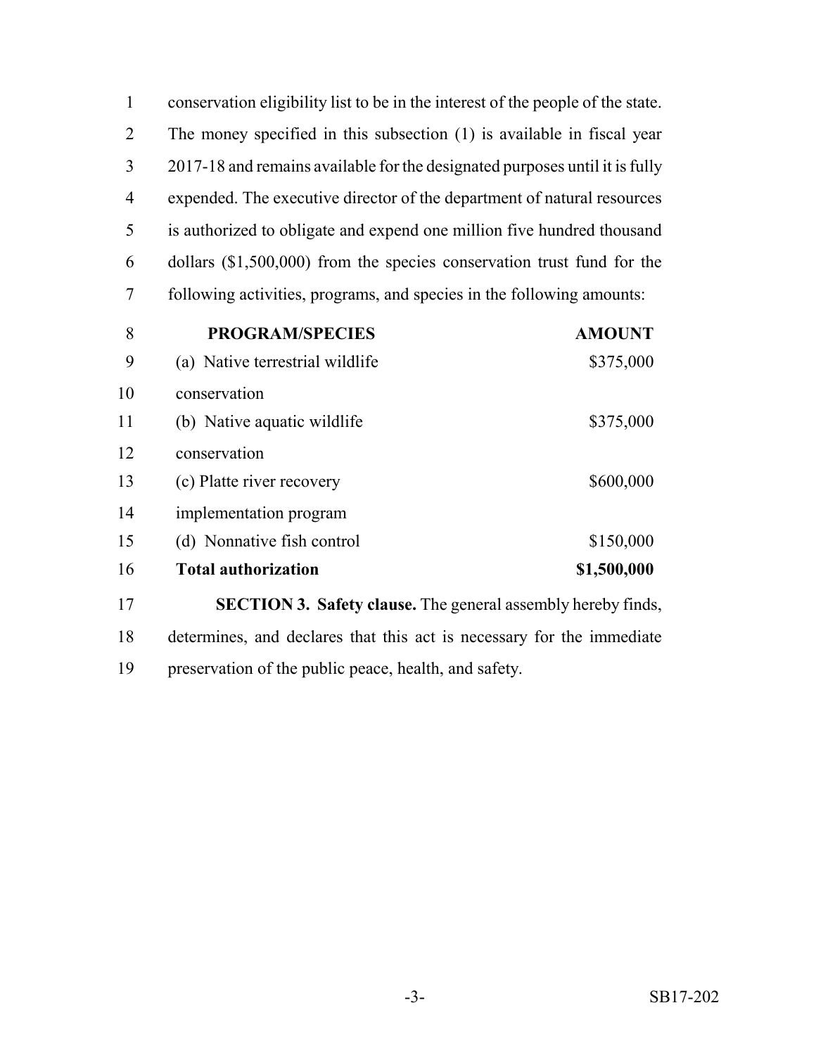conservation eligibility list to be in the interest of the people of the state. The money specified in this subsection (1) is available in fiscal year 2017-18 and remains available for the designated purposes until it is fully expended. The executive director of the department of natural resources is authorized to obligate and expend one million five hundred thousand dollars ($1,500,000) from the species conservation trust fund for the following activities, programs, and species in the following amounts:

| **PROGRAM/SPECIES** | **AMOUNT** |
|---|---|
| (a) Native terrestrial wildlife conservation | $375,000 |
| (b) Native aquatic wildlife conservation | $375,000 |
| (c) Platte river recovery implementation program | $600,000 |
| (d) Nonnative fish control | $150,000 |
| **Total authorization** | **$1,500,000** |

**SECTION 3. Safety clause.** The general assembly hereby finds, determines, and declares that this act is necessary for the immediate preservation of the public peace, health, and safety.